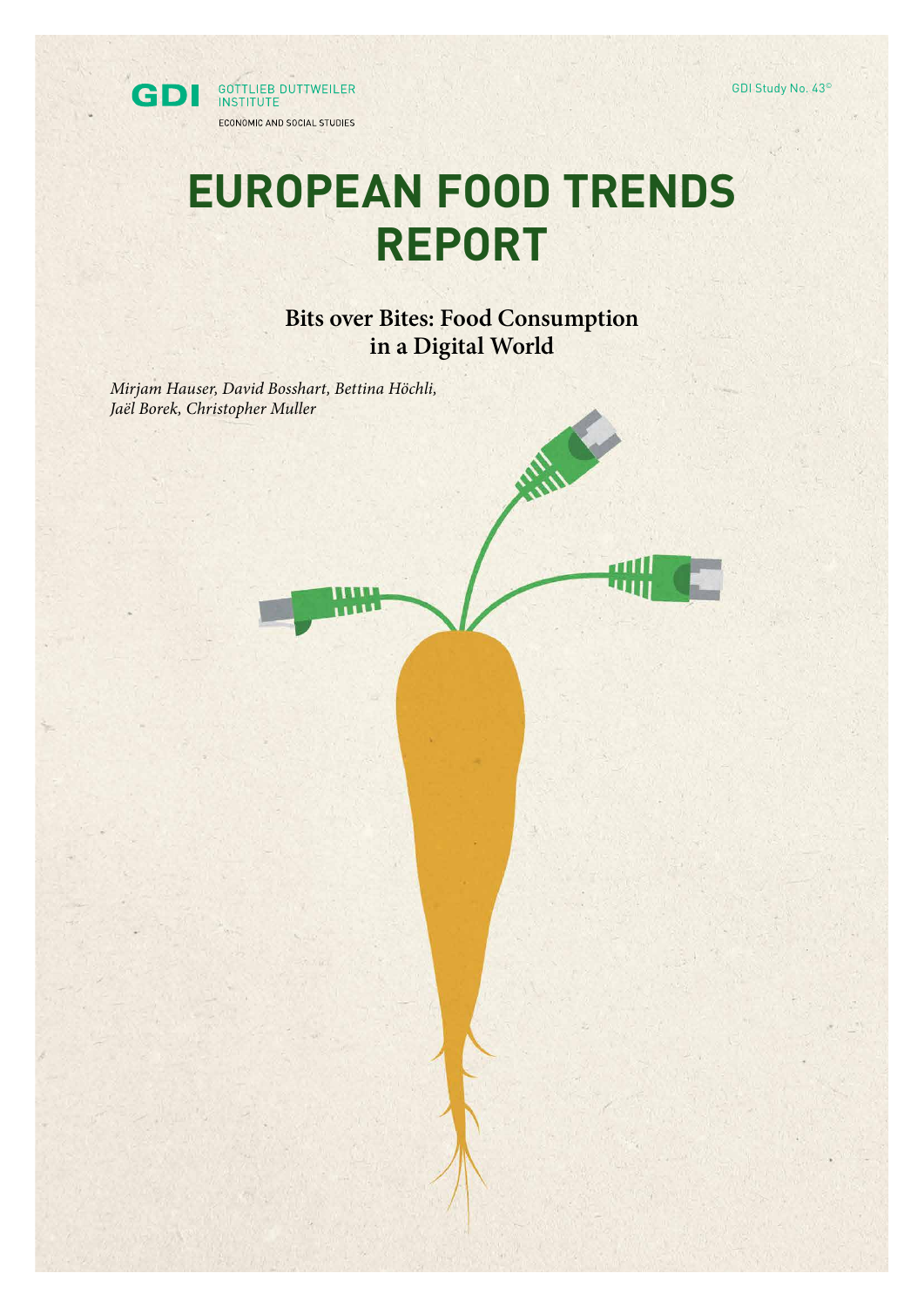GDI GOTTLIEB DUTTWEILER INSTITUTE

ECONOMIC AND SOCIAL STUDIES

GDI Study No. 43©

# EUROPEAN FOOD TRENDS REPORT

## Bits over Bites: Food Consumption in a Digital World

*Mirjam Hauser, David Bosshart, Bettina Höchli, Jaël Borek, Christopher Muller*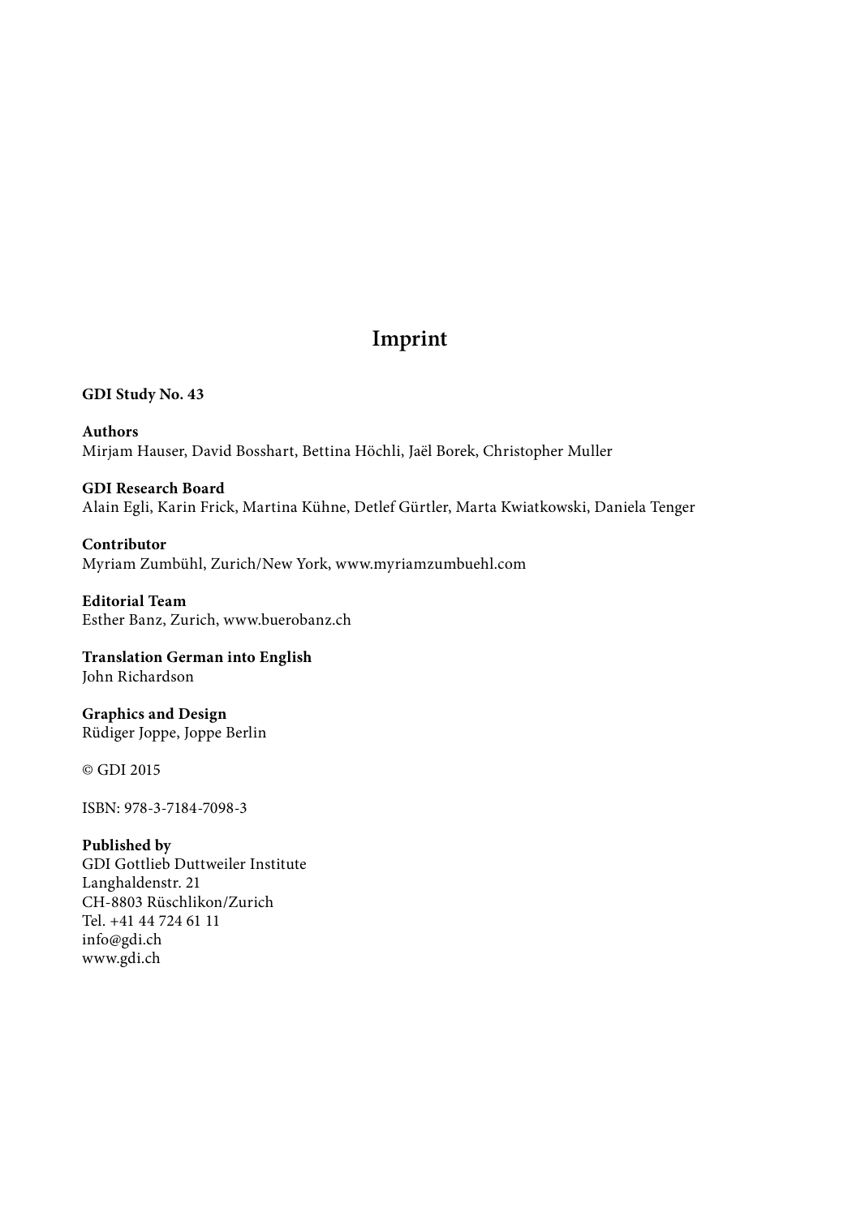# Imprint

**GDI Study No. 43**

**Authors**
Mirjam Hauser, David Bosshart, Bettina Höchli, Jaël Borek, Christopher Muller

**GDI Research Board**
Alain Egli, Karin Frick, Martina Kühne, Detlef Gürtler, Marta Kwiatkowski, Daniela Tenger

**Contributor**
Myriam Zumbühl, Zurich/New York, www.myriamzumbuehl.com

**Editorial Team**
Esther Banz, Zurich, www.buerobanz.ch

**Translation German into English**
John Richardson

**Graphics and Design**
Rüdiger Joppe, Joppe Berlin

© GDI 2015

ISBN: 978-3-7184-7098-3

**Published by**
GDI Gottlieb Duttweiler Institute
Langhaldenstr. 21
CH-8803 Rüschlikon/Zurich
Tel. +41 44 724 61 11
info@gdi.ch
www.gdi.ch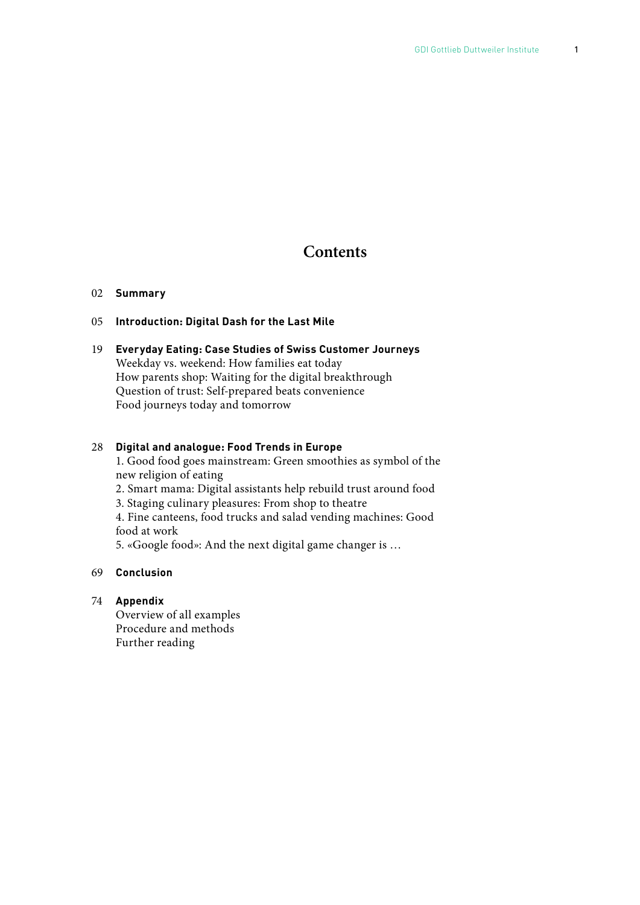# Contents

02 **Summary**

05 **Introduction: Digital Dash for the Last Mile**

19 **Everyday Eating: Case Studies of Swiss Customer Journeys**
Weekday vs. weekend: How families eat today
How parents shop: Waiting for the digital breakthrough
Question of trust: Self-prepared beats convenience
Food journeys today and tomorrow

28 **Digital and analogue: Food Trends in Europe**
1. Good food goes mainstream: Green smoothies as symbol of the new religion of eating
2. Smart mama: Digital assistants help rebuild trust around food
3. Staging culinary pleasures: From shop to theatre
4. Fine canteens, food trucks and salad vending machines: Good food at work
5. «Google food»: And the next digital game changer is …

69 **Conclusion**

74 **Appendix**
Overview of all examples
Procedure and methods
Further reading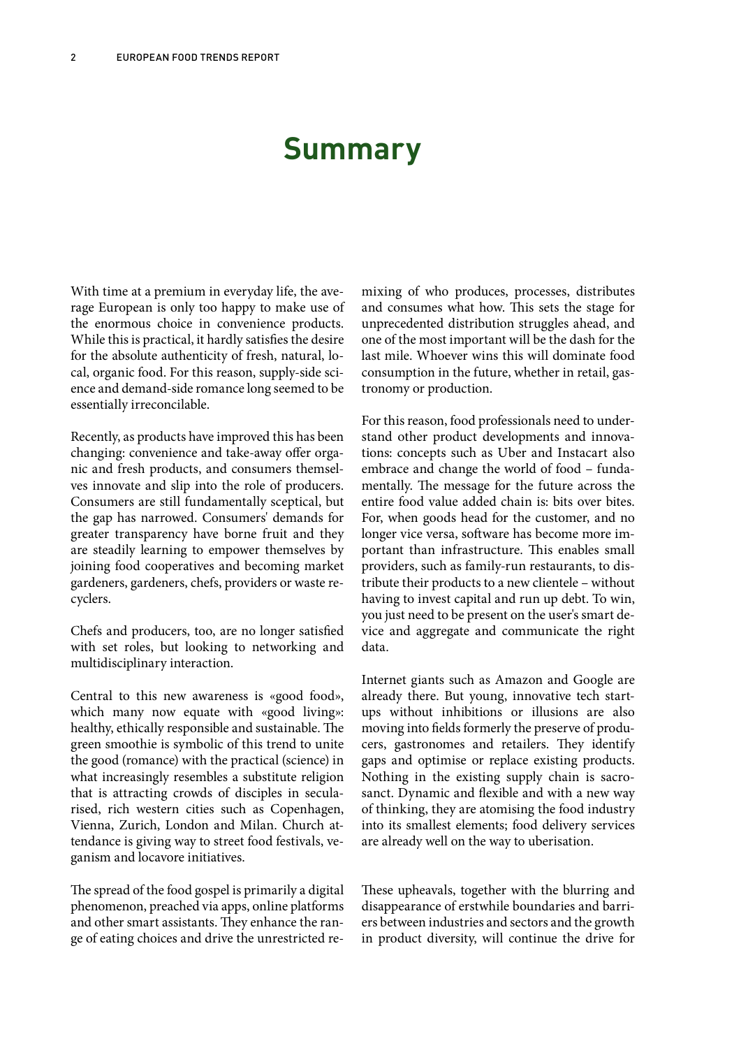# Summary

With time at a premium in everyday life, the average European is only too happy to make use of the enormous choice in convenience products. While this is practical, it hardly satisfies the desire for the absolute authenticity of fresh, natural, local, organic food. For this reason, supply-side science and demand-side romance long seemed to be essentially irreconcilable.

Recently, as products have improved this has been changing: convenience and take-away offer organic and fresh products, and consumers themselves innovate and slip into the role of producers. Consumers are still fundamentally sceptical, but the gap has narrowed. Consumers' demands for greater transparency have borne fruit and they are steadily learning to empower themselves by joining food cooperatives and becoming market gardeners, gardeners, chefs, providers or waste recyclers.

Chefs and producers, too, are no longer satisfied with set roles, but looking to networking and multidisciplinary interaction.

Central to this new awareness is «good food», which many now equate with «good living»: healthy, ethically responsible and sustainable. The green smoothie is symbolic of this trend to unite the good (romance) with the practical (science) in what increasingly resembles a substitute religion that is attracting crowds of disciples in secularised, rich western cities such as Copenhagen, Vienna, Zurich, London and Milan. Church attendance is giving way to street food festivals, veganism and locavore initiatives.

The spread of the food gospel is primarily a digital phenomenon, preached via apps, online platforms and other smart assistants. They enhance the range of eating choices and drive the unrestricted remixing of who produces, processes, distributes and consumes what how. This sets the stage for unprecedented distribution struggles ahead, and one of the most important will be the dash for the last mile. Whoever wins this will dominate food consumption in the future, whether in retail, gastronomy or production.

For this reason, food professionals need to understand other product developments and innovations: concepts such as Uber and Instacart also embrace and change the world of food – fundamentally. The message for the future across the entire food value added chain is: bits over bites. For, when goods head for the customer, and no longer vice versa, software has become more important than infrastructure. This enables small providers, such as family-run restaurants, to distribute their products to a new clientele – without having to invest capital and run up debt. To win, you just need to be present on the user's smart device and aggregate and communicate the right data.

Internet giants such as Amazon and Google are already there. But young, innovative tech start-ups without inhibitions or illusions are also moving into fields formerly the preserve of producers, gastronomes and retailers. They identify gaps and optimise or replace existing products. Nothing in the existing supply chain is sacrosanct. Dynamic and flexible and with a new way of thinking, they are atomising the food industry into its smallest elements; food delivery services are already well on the way to uberisation.

These upheavals, together with the blurring and disappearance of erstwhile boundaries and barriers between industries and sectors and the growth in product diversity, will continue the drive for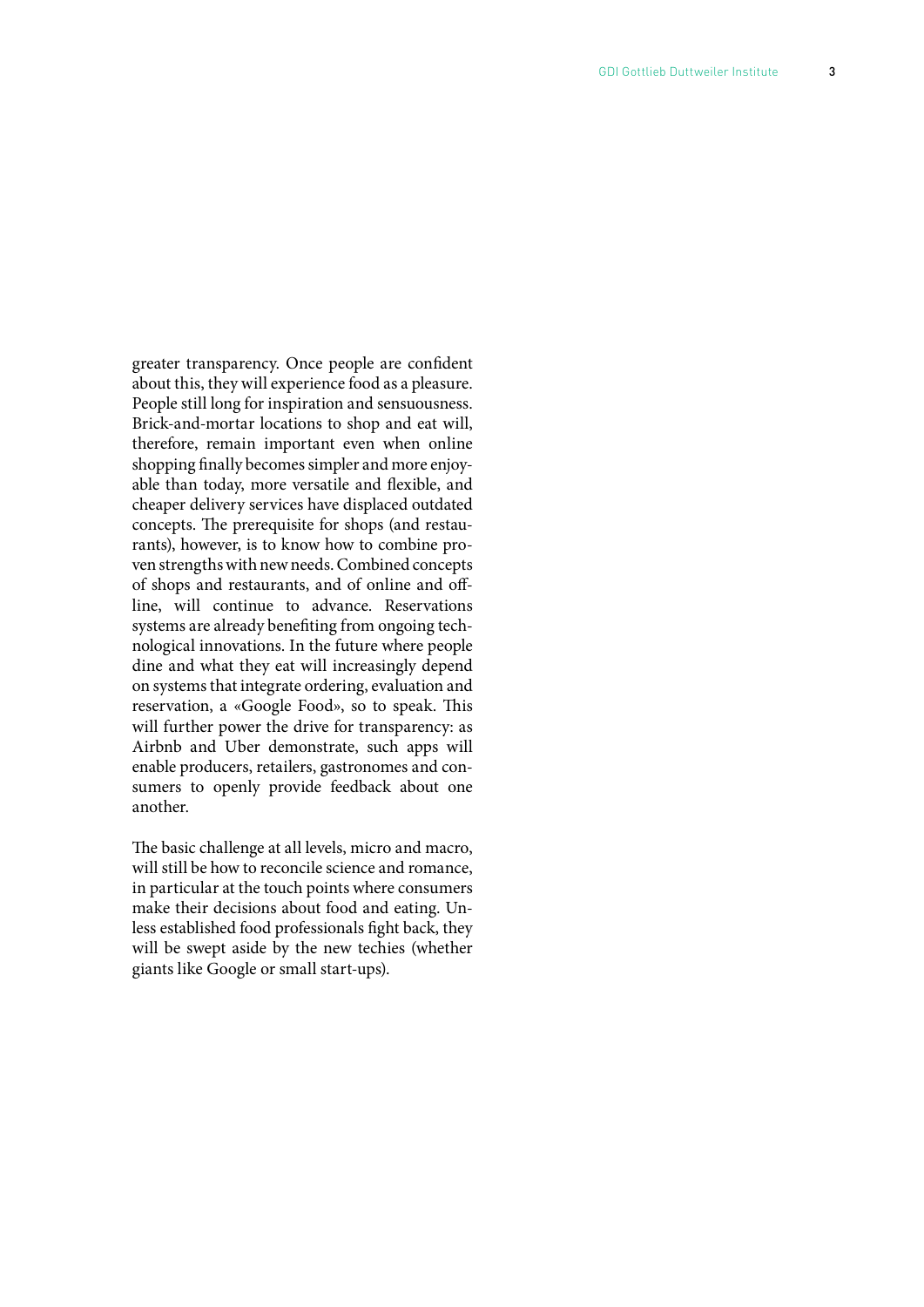greater transparency. Once people are confident about this, they will experience food as a pleasure. People still long for inspiration and sensuousness. Brick-and-mortar locations to shop and eat will, therefore, remain important even when online shopping finally becomes simpler and more enjoyable than today, more versatile and flexible, and cheaper delivery services have displaced outdated concepts. The prerequisite for shops (and restaurants), however, is to know how to combine proven strengths with new needs. Combined concepts of shops and restaurants, and of online and offline, will continue to advance. Reservations systems are already benefiting from ongoing technological innovations. In the future where people dine and what they eat will increasingly depend on systems that integrate ordering, evaluation and reservation, a «Google Food», so to speak. This will further power the drive for transparency: as Airbnb and Uber demonstrate, such apps will enable producers, retailers, gastronomes and consumers to openly provide feedback about one another.

The basic challenge at all levels, micro and macro, will still be how to reconcile science and romance, in particular at the touch points where consumers make their decisions about food and eating. Unless established food professionals fight back, they will be swept aside by the new techies (whether giants like Google or small start-ups).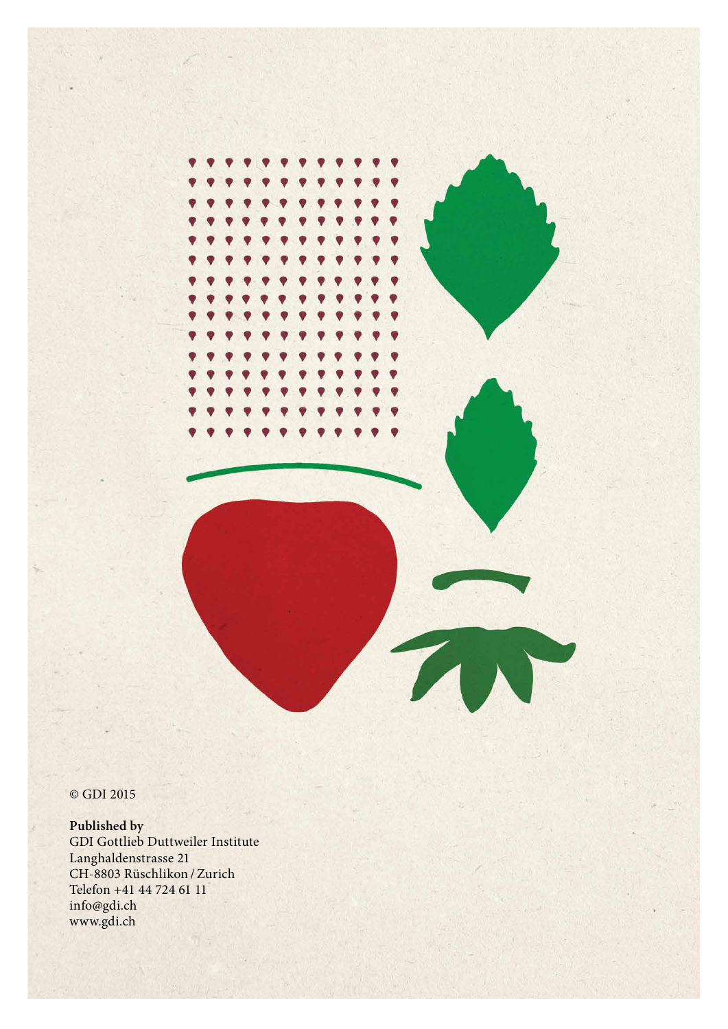© GDI 2015

**Published by**
GDI Gottlieb Duttweiler Institute
Langhaldenstrasse 21
CH-8803 Rüschlikon / Zurich
Telefon +41 44 724 61 11
info@gdi.ch
www.gdi.ch